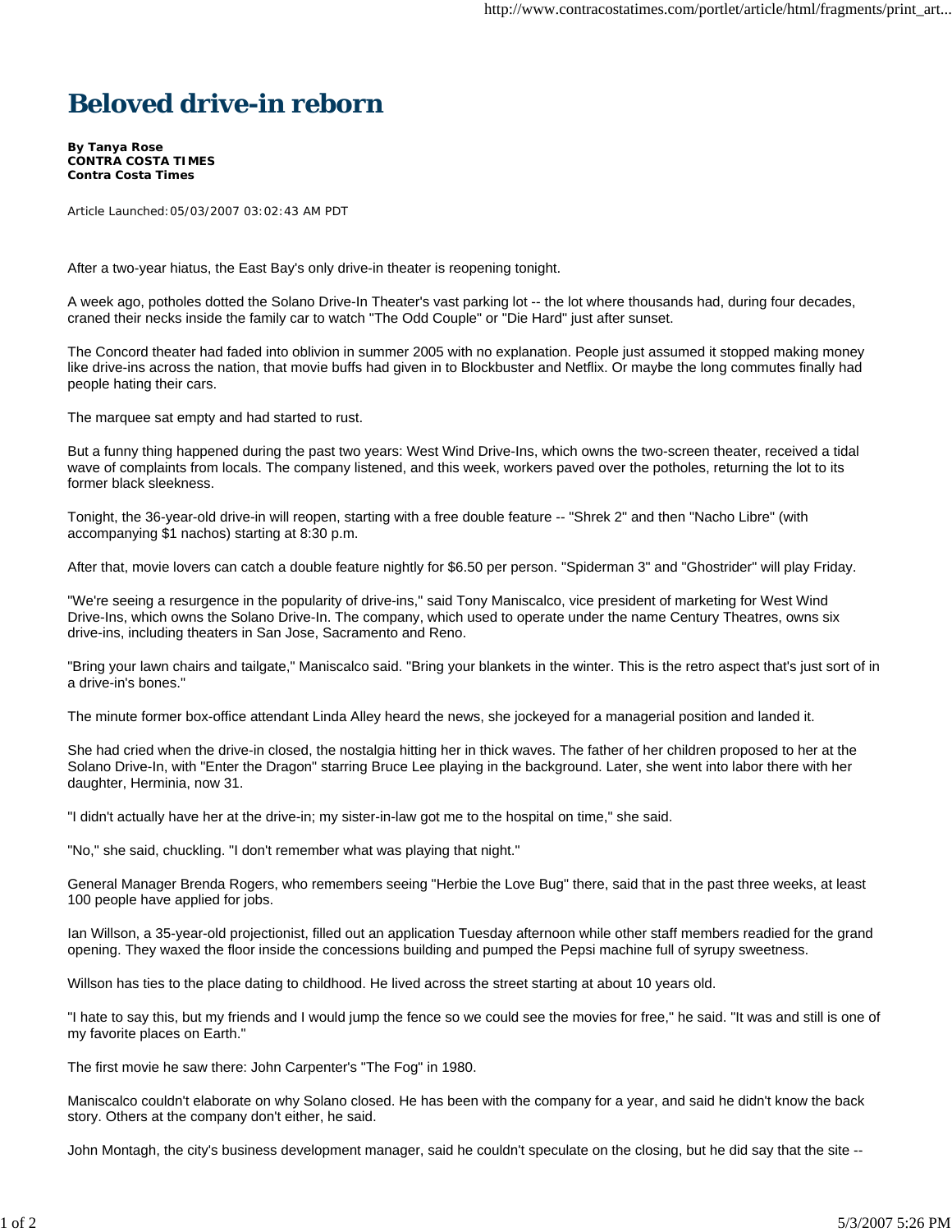# Beloved drive-in reborn

**By Tanya Rose**
**CONTRA COSTA TIMES**
**Contra Costa Times**

Article Launched: 05/03/2007 03:02:43 AM PDT

After a two-year hiatus, the East Bay's only drive-in theater is reopening tonight.

A week ago, potholes dotted the Solano Drive-In Theater's vast parking lot -- the lot where thousands had, during four decades, craned their necks inside the family car to watch "The Odd Couple" or "Die Hard" just after sunset.

The Concord theater had faded into oblivion in summer 2005 with no explanation. People just assumed it stopped making money like drive-ins across the nation, that movie buffs had given in to Blockbuster and Netflix. Or maybe the long commutes finally had people hating their cars.

The marquee sat empty and had started to rust.

But a funny thing happened during the past two years: West Wind Drive-Ins, which owns the two-screen theater, received a tidal wave of complaints from locals. The company listened, and this week, workers paved over the potholes, returning the lot to its former black sleekness.

Tonight, the 36-year-old drive-in will reopen, starting with a free double feature -- "Shrek 2" and then "Nacho Libre" (with accompanying $1 nachos) starting at 8:30 p.m.

After that, movie lovers can catch a double feature nightly for $6.50 per person. "Spiderman 3" and "Ghostrider" will play Friday.

"We're seeing a resurgence in the popularity of drive-ins," said Tony Maniscalco, vice president of marketing for West Wind Drive-Ins, which owns the Solano Drive-In. The company, which used to operate under the name Century Theatres, owns six drive-ins, including theaters in San Jose, Sacramento and Reno.

"Bring your lawn chairs and tailgate," Maniscalco said. "Bring your blankets in the winter. This is the retro aspect that's just sort of in a drive-in's bones."

The minute former box-office attendant Linda Alley heard the news, she jockeyed for a managerial position and landed it.

She had cried when the drive-in closed, the nostalgia hitting her in thick waves. The father of her children proposed to her at the Solano Drive-In, with "Enter the Dragon" starring Bruce Lee playing in the background. Later, she went into labor there with her daughter, Herminia, now 31.

"I didn't actually have her at the drive-in; my sister-in-law got me to the hospital on time," she said.

"No," she said, chuckling. "I don't remember what was playing that night."

General Manager Brenda Rogers, who remembers seeing "Herbie the Love Bug" there, said that in the past three weeks, at least 100 people have applied for jobs.

Ian Willson, a 35-year-old projectionist, filled out an application Tuesday afternoon while other staff members readied for the grand opening. They waxed the floor inside the concessions building and pumped the Pepsi machine full of syrupy sweetness.

Willson has ties to the place dating to childhood. He lived across the street starting at about 10 years old.

"I hate to say this, but my friends and I would jump the fence so we could see the movies for free," he said. "It was and still is one of my favorite places on Earth."

The first movie he saw there: John Carpenter's "The Fog" in 1980.

Maniscalco couldn't elaborate on why Solano closed. He has been with the company for a year, and said he didn't know the back story. Others at the company don't either, he said.

John Montagh, the city's business development manager, said he couldn't speculate on the closing, but he did say that the site --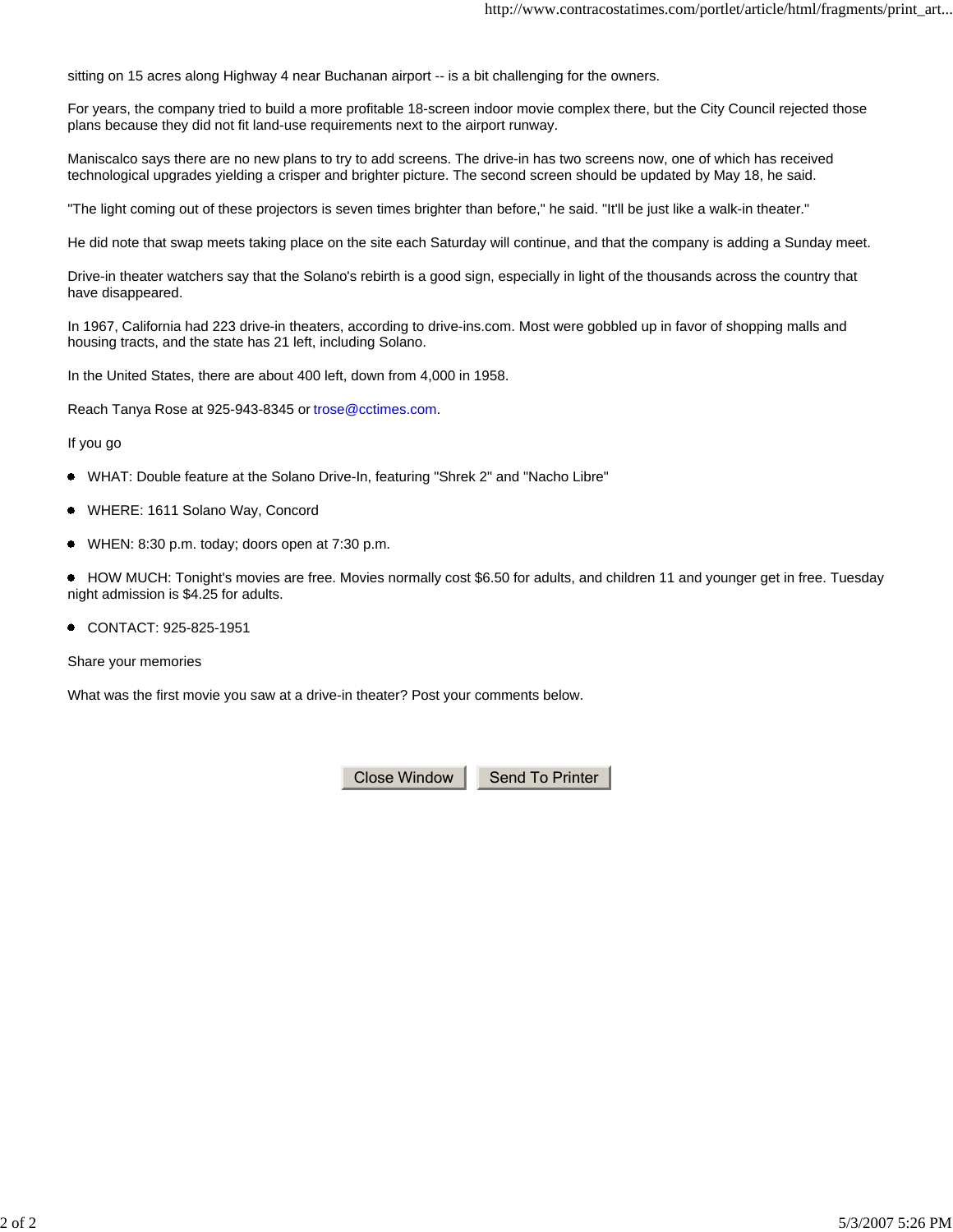sitting on 15 acres along Highway 4 near Buchanan airport -- is a bit challenging for the owners.

For years, the company tried to build a more profitable 18-screen indoor movie complex there, but the City Council rejected those plans because they did not fit land-use requirements next to the airport runway.

Maniscalco says there are no new plans to try to add screens. The drive-in has two screens now, one of which has received technological upgrades yielding a crisper and brighter picture. The second screen should be updated by May 18, he said.

"The light coming out of these projectors is seven times brighter than before," he said. "It'll be just like a walk-in theater."

He did note that swap meets taking place on the site each Saturday will continue, and that the company is adding a Sunday meet.

Drive-in theater watchers say that the Solano's rebirth is a good sign, especially in light of the thousands across the country that have disappeared.

In 1967, California had 223 drive-in theaters, according to drive-ins.com. Most were gobbled up in favor of shopping malls and housing tracts, and the state has 21 left, including Solano.

In the United States, there are about 400 left, down from 4,000 in 1958.

Reach Tanya Rose at 925-943-8345 or trose@cctimes.com.

If you go

- WHAT: Double feature at the Solano Drive-In, featuring "Shrek 2" and "Nacho Libre"
- WHERE: 1611 Solano Way, Concord
- WHEN: 8:30 p.m. today; doors open at 7:30 p.m.
- HOW MUCH: Tonight's movies are free. Movies normally cost $6.50 for adults, and children 11 and younger get in free. Tuesday night admission is $4.25 for adults.
- CONTACT: 925-825-1951

Share your memories

What was the first movie you saw at a drive-in theater? Post your comments below.